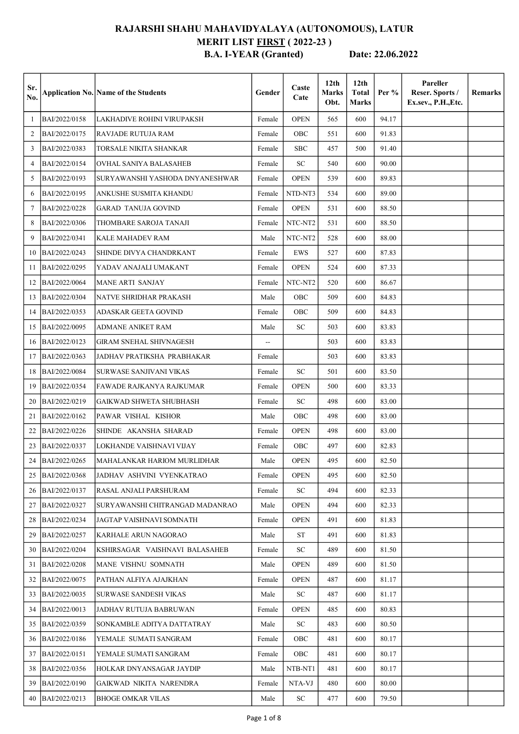# RAJARSHI SHAHU MAHAVIDYALAYA (AUTONOMOUS), LATUR

## MERIT LIST FIRST ( 2022-23 )

### B.A. I-YEAR (Granted) Date: 22.06.2022

| Sr. No. | Application No. | Name of the Students | Gender | Caste Cate | 12th Marks Obt. | 12th Total Marks | Per % | Pareller Reser. Sports / Ex.sev., P.H.,Etc. | Remarks |
|---|---|---|---|---|---|---|---|---|---|
| 1 | BAI/2022/0158 | LAKHADIVE ROHINI VIRUPAKSH | Female | OPEN | 565 | 600 | 94.17 | | |
| 2 | BAI/2022/0175 | RAVJADE RUTUJA RAM | Female | OBC | 551 | 600 | 91.83 | | |
| 3 | BAI/2022/0383 | TORSALE NIKITA SHANKAR | Female | SBC | 457 | 500 | 91.40 | | |
| 4 | BAI/2022/0154 | OVHAL SANIYA BALASAHEB | Female | SC | 540 | 600 | 90.00 | | |
| 5 | BAI/2022/0193 | SURYAWANSHI YASHODA DNYANESHWAR | Female | OPEN | 539 | 600 | 89.83 | | |
| 6 | BAI/2022/0195 | ANKUSHE SUSMITA KHANDU | Female | NTD-NT3 | 534 | 600 | 89.00 | | |
| 7 | BAI/2022/0228 | GARAD TANUJA GOVIND | Female | OPEN | 531 | 600 | 88.50 | | |
| 8 | BAI/2022/0306 | THOMBARE SAROJA TANAJI | Female | NTC-NT2 | 531 | 600 | 88.50 | | |
| 9 | BAI/2022/0341 | KALE MAHADEV RAM | Male | NTC-NT2 | 528 | 600 | 88.00 | | |
| 10 | BAI/2022/0243 | SHINDE DIVYA CHANDRKANT | Female | EWS | 527 | 600 | 87.83 | | |
| 11 | BAI/2022/0295 | YADAV ANAJALI UMAKANT | Female | OPEN | 524 | 600 | 87.33 | | |
| 12 | BAI/2022/0064 | MANE ARTI SANJAY | Female | NTC-NT2 | 520 | 600 | 86.67 | | |
| 13 | BAI/2022/0304 | NATVE SHRIDHAR PRAKASH | Male | OBC | 509 | 600 | 84.83 | | |
| 14 | BAI/2022/0353 | ADASKAR GEETA GOVIND | Female | OBC | 509 | 600 | 84.83 | | |
| 15 | BAI/2022/0095 | ADMANE ANIKET RAM | Male | SC | 503 | 600 | 83.83 | | |
| 16 | BAI/2022/0123 | GIRAM SNEHAL SHIVNAGESH | -- | | 503 | 600 | 83.83 | | |
| 17 | BAI/2022/0363 | JADHAV PRATIKSHA PRABHAKAR | Female | | 503 | 600 | 83.83 | | |
| 18 | BAI/2022/0084 | SURWASE SANJIVANI VIKAS | Female | SC | 501 | 600 | 83.50 | | |
| 19 | BAI/2022/0354 | FAWADE RAJKANYA RAJKUMAR | Female | OPEN | 500 | 600 | 83.33 | | |
| 20 | BAI/2022/0219 | GAIKWAD SHWETA SHUBHASH | Female | SC | 498 | 600 | 83.00 | | |
| 21 | BAI/2022/0162 | PAWAR VISHAL KISHOR | Male | OBC | 498 | 600 | 83.00 | | |
| 22 | BAI/2022/0226 | SHINDE AKANSHA SHARAD | Female | OPEN | 498 | 600 | 83.00 | | |
| 23 | BAI/2022/0337 | LOKHANDE VAISHNAVI VIJAY | Female | OBC | 497 | 600 | 82.83 | | |
| 24 | BAI/2022/0265 | MAHALANKAR HARIOM MURLIDHAR | Male | OPEN | 495 | 600 | 82.50 | | |
| 25 | BAI/2022/0368 | JADHAV ASHVINI VYENKATRAO | Female | OPEN | 495 | 600 | 82.50 | | |
| 26 | BAI/2022/0137 | RASAL ANJALI PARSHURAM | Female | SC | 494 | 600 | 82.33 | | |
| 27 | BAI/2022/0327 | SURYAWANSHI CHITRANGAD MADANRAO | Male | OPEN | 494 | 600 | 82.33 | | |
| 28 | BAI/2022/0234 | JAGTAP VAISHNAVI SOMNATH | Female | OPEN | 491 | 600 | 81.83 | | |
| 29 | BAI/2022/0257 | KARHALE ARUN NAGORAO | Male | ST | 491 | 600 | 81.83 | | |
| 30 | BAI/2022/0204 | KSHIRSAGAR VAISHNAVI BALASAHEB | Female | SC | 489 | 600 | 81.50 | | |
| 31 | BAI/2022/0208 | MANE VISHNU SOMNATH | Male | OPEN | 489 | 600 | 81.50 | | |
| 32 | BAI/2022/0075 | PATHAN ALFIYA AJAJKHAN | Female | OPEN | 487 | 600 | 81.17 | | |
| 33 | BAI/2022/0035 | SURWASE SANDESH VIKAS | Male | SC | 487 | 600 | 81.17 | | |
| 34 | BAI/2022/0013 | JADHAV RUTUJA BABRUWAN | Female | OPEN | 485 | 600 | 80.83 | | |
| 35 | BAI/2022/0359 | SONKAMBLE ADITYA DATTATRAY | Male | SC | 483 | 600 | 80.50 | | |
| 36 | BAI/2022/0186 | YEMALE SUMATI SANGRAM | Female | OBC | 481 | 600 | 80.17 | | |
| 37 | BAI/2022/0151 | YEMALE SUMATI SANGRAM | Female | OBC | 481 | 600 | 80.17 | | |
| 38 | BAI/2022/0356 | HOLKAR DNYANSAGAR JAYDIP | Male | NTB-NT1 | 481 | 600 | 80.17 | | |
| 39 | BAI/2022/0190 | GAIKWAD NIKITA NARENDRA | Female | NTA-VJ | 480 | 600 | 80.00 | | |
| 40 | BAI/2022/0213 | BHOGE OMKAR VILAS | Male | SC | 477 | 600 | 79.50 | | |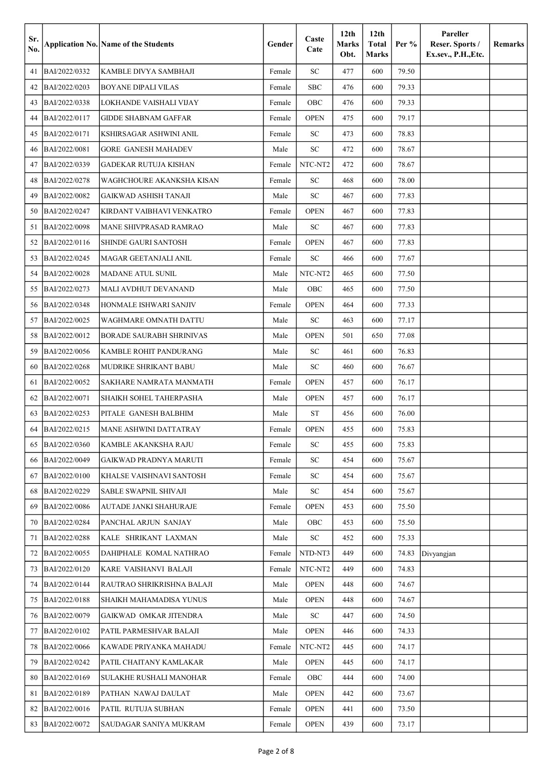| Sr. No. | Application No. | Name of the Students | Gender | Caste Cate | 12th Marks Obt. | 12th Total Marks | Per % | Pareller Reser. Sports / Ex.sev., P.H.,Etc. | Remarks |
|---|---|---|---|---|---|---|---|---|---|
| 41 | BAI/2022/0332 | KAMBLE DIVYA SAMBHAJI | Female | SC | 477 | 600 | 79.50 | | |
| 42 | BAI/2022/0203 | BOYANE DIPALI VILAS | Female | SBC | 476 | 600 | 79.33 | | |
| 43 | BAI/2022/0338 | LOKHANDE VAISHALI VIJAY | Female | OBC | 476 | 600 | 79.33 | | |
| 44 | BAI/2022/0117 | GIDDE SHABNAM GAFFAR | Female | OPEN | 475 | 600 | 79.17 | | |
| 45 | BAI/2022/0171 | KSHIRSAGAR ASHWINI ANIL | Female | SC | 473 | 600 | 78.83 | | |
| 46 | BAI/2022/0081 | GORE GANESH MAHADEV | Male | SC | 472 | 600 | 78.67 | | |
| 47 | BAI/2022/0339 | GADEKAR RUTUJA KISHAN | Female | NTC-NT2 | 472 | 600 | 78.67 | | |
| 48 | BAI/2022/0278 | WAGHCHOURE AKANKSHA KISAN | Female | SC | 468 | 600 | 78.00 | | |
| 49 | BAI/2022/0082 | GAIKWAD ASHISH TANAJI | Male | SC | 467 | 600 | 77.83 | | |
| 50 | BAI/2022/0247 | KIRDANT VAIBHAVI VENKATRO | Female | OPEN | 467 | 600 | 77.83 | | |
| 51 | BAI/2022/0098 | MANE SHIVPRASAD RAMRAO | Male | SC | 467 | 600 | 77.83 | | |
| 52 | BAI/2022/0116 | SHINDE GAURI SANTOSH | Female | OPEN | 467 | 600 | 77.83 | | |
| 53 | BAI/2022/0245 | MAGAR GEETANJALI ANIL | Female | SC | 466 | 600 | 77.67 | | |
| 54 | BAI/2022/0028 | MADANE ATUL SUNIL | Male | NTC-NT2 | 465 | 600 | 77.50 | | |
| 55 | BAI/2022/0273 | MALI AVDHUT DEVANAND | Male | OBC | 465 | 600 | 77.50 | | |
| 56 | BAI/2022/0348 | HONMALE ISHWARI SANJIV | Female | OPEN | 464 | 600 | 77.33 | | |
| 57 | BAI/2022/0025 | WAGHMARE OMNATH DATTU | Male | SC | 463 | 600 | 77.17 | | |
| 58 | BAI/2022/0012 | BORADE SAURABH SHRINIVAS | Male | OPEN | 501 | 650 | 77.08 | | |
| 59 | BAI/2022/0056 | KAMBLE ROHIT PANDURANG | Male | SC | 461 | 600 | 76.83 | | |
| 60 | BAI/2022/0268 | MUDRIKE SHRIKANT BABU | Male | SC | 460 | 600 | 76.67 | | |
| 61 | BAI/2022/0052 | SAKHARE NAMRATA MANMATH | Female | OPEN | 457 | 600 | 76.17 | | |
| 62 | BAI/2022/0071 | SHAIKH SOHEL TAHERPASHA | Male | OPEN | 457 | 600 | 76.17 | | |
| 63 | BAI/2022/0253 | PITALE GANESH BALBHIM | Male | ST | 456 | 600 | 76.00 | | |
| 64 | BAI/2022/0215 | MANE ASHWINI DATTATRAY | Female | OPEN | 455 | 600 | 75.83 | | |
| 65 | BAI/2022/0360 | KAMBLE AKANKSHA RAJU | Female | SC | 455 | 600 | 75.83 | | |
| 66 | BAI/2022/0049 | GAIKWAD PRADNYA MARUTI | Female | SC | 454 | 600 | 75.67 | | |
| 67 | BAI/2022/0100 | KHALSE VAISHNAVI SANTOSH | Female | SC | 454 | 600 | 75.67 | | |
| 68 | BAI/2022/0229 | SABLE SWAPNIL SHIVAJI | Male | SC | 454 | 600 | 75.67 | | |
| 69 | BAI/2022/0086 | AUTADE JANKI SHAHURAJE | Female | OPEN | 453 | 600 | 75.50 | | |
| 70 | BAI/2022/0284 | PANCHAL ARJUN SANJAY | Male | OBC | 453 | 600 | 75.50 | | |
| 71 | BAI/2022/0288 | KALE SHRIKANT LAXMAN | Male | SC | 452 | 600 | 75.33 | | |
| 72 | BAI/2022/0055 | DAHIPHALE KOMAL NATHRAO | Female | NTD-NT3 | 449 | 600 | 74.83 | Divyangjan | |
| 73 | BAI/2022/0120 | KARE VAISHANVI BALAJI | Female | NTC-NT2 | 449 | 600 | 74.83 | | |
| 74 | BAI/2022/0144 | RAUTRAO SHRIKRISHNA BALAJI | Male | OPEN | 448 | 600 | 74.67 | | |
| 75 | BAI/2022/0188 | SHAIKH MAHAMADISA YUNUS | Male | OPEN | 448 | 600 | 74.67 | | |
| 76 | BAI/2022/0079 | GAIKWAD OMKAR JITENDRA | Male | SC | 447 | 600 | 74.50 | | |
| 77 | BAI/2022/0102 | PATIL PARMESHVAR BALAJI | Male | OPEN | 446 | 600 | 74.33 | | |
| 78 | BAI/2022/0066 | KAWADE PRIYANKA MAHADU | Female | NTC-NT2 | 445 | 600 | 74.17 | | |
| 79 | BAI/2022/0242 | PATIL CHAITANY KAMLAKAR | Male | OPEN | 445 | 600 | 74.17 | | |
| 80 | BAI/2022/0169 | SULAKHE RUSHALI MANOHAR | Female | OBC | 444 | 600 | 74.00 | | |
| 81 | BAI/2022/0189 | PATHAN NAWAJ DAULAT | Male | OPEN | 442 | 600 | 73.67 | | |
| 82 | BAI/2022/0016 | PATIL RUTUJA SUBHAN | Female | OPEN | 441 | 600 | 73.50 | | |
| 83 | BAI/2022/0072 | SAUDAGAR SANIYA MUKRAM | Female | OPEN | 439 | 600 | 73.17 | | |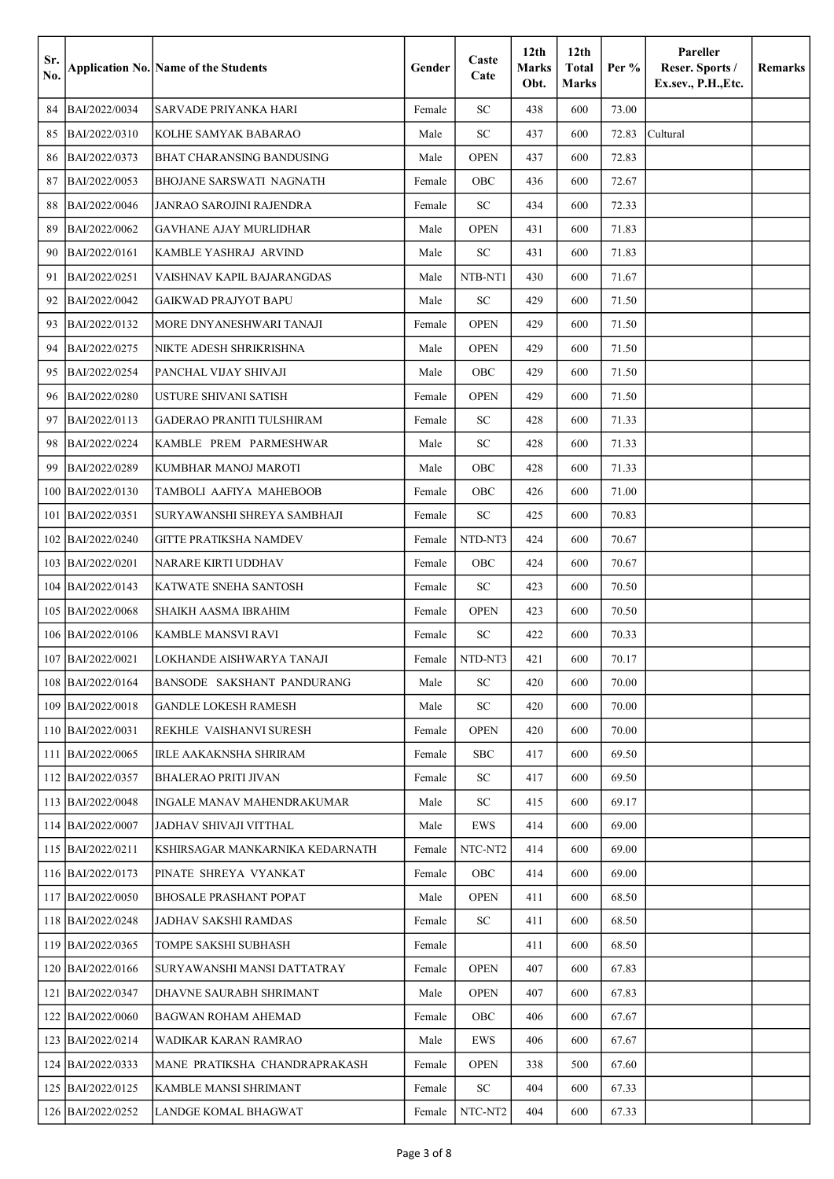| Sr. No. | Application No. | Name of the Students | Gender | Caste Cate | 12th Marks Obt. | 12th Total Marks | Per % | Pareller Reser. Sports / Ex.sev., P.H.,Etc. | Remarks |
|---|---|---|---|---|---|---|---|---|---|
| 84 | BAI/2022/0034 | SARVADE PRIYANKA HARI | Female | SC | 438 | 600 | 73.00 | | |
| 85 | BAI/2022/0310 | KOLHE SAMYAK BABARAO | Male | SC | 437 | 600 | 72.83 | Cultural | |
| 86 | BAI/2022/0373 | BHAT CHARANSING BANDUSING | Male | OPEN | 437 | 600 | 72.83 | | |
| 87 | BAI/2022/0053 | BHOJANE SARSWATI NAGNATH | Female | OBC | 436 | 600 | 72.67 | | |
| 88 | BAI/2022/0046 | JANRAO SAROJINI RAJENDRA | Female | SC | 434 | 600 | 72.33 | | |
| 89 | BAI/2022/0062 | GAVHANE AJAY MURLIDHAR | Male | OPEN | 431 | 600 | 71.83 | | |
| 90 | BAI/2022/0161 | KAMBLE YASHRAJ ARVIND | Male | SC | 431 | 600 | 71.83 | | |
| 91 | BAI/2022/0251 | VAISHNAV KAPIL BAJARANGDAS | Male | NTB-NT1 | 430 | 600 | 71.67 | | |
| 92 | BAI/2022/0042 | GAIKWAD PRAJYOT BAPU | Male | SC | 429 | 600 | 71.50 | | |
| 93 | BAI/2022/0132 | MORE DNYANESHWARI TANAJI | Female | OPEN | 429 | 600 | 71.50 | | |
| 94 | BAI/2022/0275 | NIKTE ADESH SHRIKRISHNA | Male | OPEN | 429 | 600 | 71.50 | | |
| 95 | BAI/2022/0254 | PANCHAL VIJAY SHIVAJI | Male | OBC | 429 | 600 | 71.50 | | |
| 96 | BAI/2022/0280 | USTURE SHIVANI SATISH | Female | OPEN | 429 | 600 | 71.50 | | |
| 97 | BAI/2022/0113 | GADERAO PRANITI TULSHIRAM | Female | SC | 428 | 600 | 71.33 | | |
| 98 | BAI/2022/0224 | KAMBLE PREM PARMESHWAR | Male | SC | 428 | 600 | 71.33 | | |
| 99 | BAI/2022/0289 | KUMBHAR MANOJ MAROTI | Male | OBC | 428 | 600 | 71.33 | | |
| 100 | BAI/2022/0130 | TAMBOLI AAFIYA MAHEBOOB | Female | OBC | 426 | 600 | 71.00 | | |
| 101 | BAI/2022/0351 | SURYAWANSHI SHREYA SAMBHAJI | Female | SC | 425 | 600 | 70.83 | | |
| 102 | BAI/2022/0240 | GITTE PRATIKSHA NAMDEV | Female | NTD-NT3 | 424 | 600 | 70.67 | | |
| 103 | BAI/2022/0201 | NARARE KIRTI UDDHAV | Female | OBC | 424 | 600 | 70.67 | | |
| 104 | BAI/2022/0143 | KATWATE SNEHA SANTOSH | Female | SC | 423 | 600 | 70.50 | | |
| 105 | BAI/2022/0068 | SHAIKH AASMA IBRAHIM | Female | OPEN | 423 | 600 | 70.50 | | |
| 106 | BAI/2022/0106 | KAMBLE MANSVI RAVI | Female | SC | 422 | 600 | 70.33 | | |
| 107 | BAI/2022/0021 | LOKHANDE AISHWARYA TANAJI | Female | NTD-NT3 | 421 | 600 | 70.17 | | |
| 108 | BAI/2022/0164 | BANSODE SAKSHANT PANDURANG | Male | SC | 420 | 600 | 70.00 | | |
| 109 | BAI/2022/0018 | GANDLE LOKESH RAMESH | Male | SC | 420 | 600 | 70.00 | | |
| 110 | BAI/2022/0031 | REKHLE VAISHANVI SURESH | Female | OPEN | 420 | 600 | 70.00 | | |
| 111 | BAI/2022/0065 | IRLE AAKAKNSHA SHRIRAM | Female | SBC | 417 | 600 | 69.50 | | |
| 112 | BAI/2022/0357 | BHALERAO PRITI JIVAN | Female | SC | 417 | 600 | 69.50 | | |
| 113 | BAI/2022/0048 | INGALE MANAV MAHENDRAKUMAR | Male | SC | 415 | 600 | 69.17 | | |
| 114 | BAI/2022/0007 | JADHAV SHIVAJI VITTHAL | Male | EWS | 414 | 600 | 69.00 | | |
| 115 | BAI/2022/0211 | KSHIRSAGAR MANKARNIKA KEDARNATH | Female | NTC-NT2 | 414 | 600 | 69.00 | | |
| 116 | BAI/2022/0173 | PINATE SHREYA VYANKAT | Female | OBC | 414 | 600 | 69.00 | | |
| 117 | BAI/2022/0050 | BHOSALE PRASHANT POPAT | Male | OPEN | 411 | 600 | 68.50 | | |
| 118 | BAI/2022/0248 | JADHAV SAKSHI RAMDAS | Female | SC | 411 | 600 | 68.50 | | |
| 119 | BAI/2022/0365 | TOMPE SAKSHI SUBHASH | Female | | 411 | 600 | 68.50 | | |
| 120 | BAI/2022/0166 | SURYAWANSHI MANSI DATTATRAY | Female | OPEN | 407 | 600 | 67.83 | | |
| 121 | BAI/2022/0347 | DHAVNE SAURABH SHRIMANT | Male | OPEN | 407 | 600 | 67.83 | | |
| 122 | BAI/2022/0060 | BAGWAN ROHAM AHEMAD | Female | OBC | 406 | 600 | 67.67 | | |
| 123 | BAI/2022/0214 | WADIKAR KARAN RAMRAO | Male | EWS | 406 | 600 | 67.67 | | |
| 124 | BAI/2022/0333 | MANE PRATIKSHA CHANDRAPRAKASH | Female | OPEN | 338 | 500 | 67.60 | | |
| 125 | BAI/2022/0125 | KAMBLE MANSI SHRIMANT | Female | SC | 404 | 600 | 67.33 | | |
| 126 | BAI/2022/0252 | LANDGE KOMAL BHAGWAT | Female | NTC-NT2 | 404 | 600 | 67.33 | | |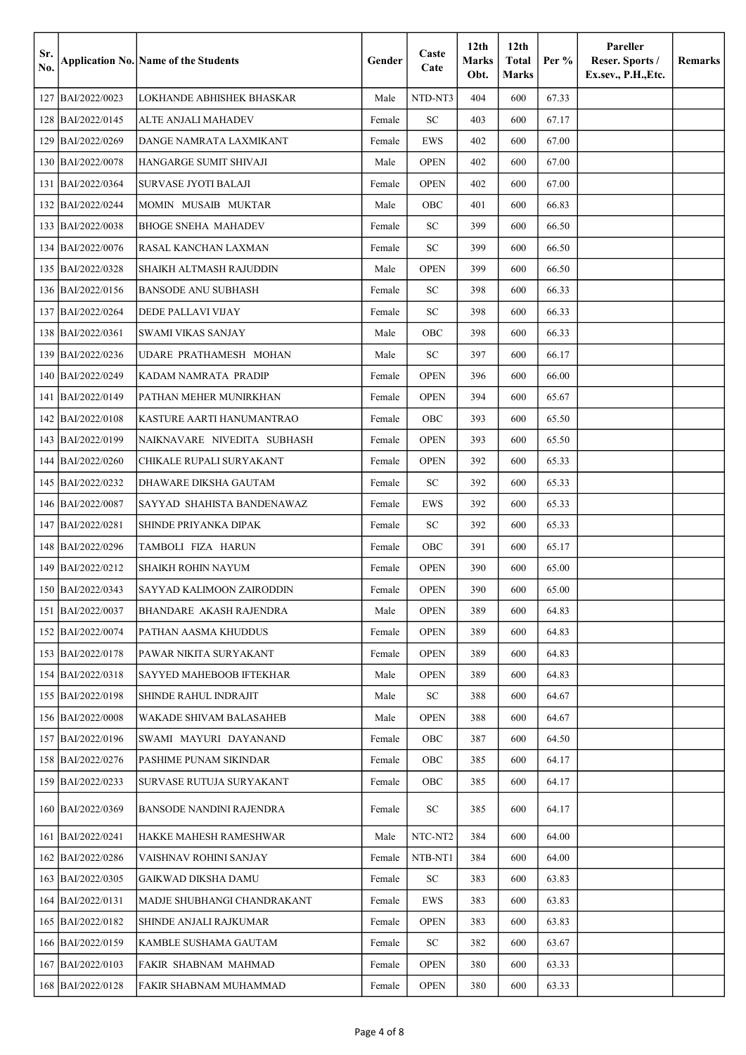| Sr. No. | Application No. | Name of the Students | Gender | Caste Cate | 12th Marks Obt. | 12th Total Marks | Per % | Pareller Reser. Sports / Ex.sev., P.H.,Etc. | Remarks |
|---|---|---|---|---|---|---|---|---|---|
| 127 | BAI/2022/0023 | LOKHANDE ABHISHEK BHASKAR | Male | NTD-NT3 | 404 | 600 | 67.33 | | |
| 128 | BAI/2022/0145 | ALTE ANJALI MAHADEV | Female | SC | 403 | 600 | 67.17 | | |
| 129 | BAI/2022/0269 | DANGE NAMRATA LAXMIKANT | Female | EWS | 402 | 600 | 67.00 | | |
| 130 | BAI/2022/0078 | HANGARGE SUMIT SHIVAJI | Male | OPEN | 402 | 600 | 67.00 | | |
| 131 | BAI/2022/0364 | SURVASE JYOTI BALAJI | Female | OPEN | 402 | 600 | 67.00 | | |
| 132 | BAI/2022/0244 | MOMIN MUSAIB MUKTAR | Male | OBC | 401 | 600 | 66.83 | | |
| 133 | BAI/2022/0038 | BHOGE SNEHA MAHADEV | Female | SC | 399 | 600 | 66.50 | | |
| 134 | BAI/2022/0076 | RASAL KANCHAN LAXMAN | Female | SC | 399 | 600 | 66.50 | | |
| 135 | BAI/2022/0328 | SHAIKH ALTMASH RAJUDDIN | Male | OPEN | 399 | 600 | 66.50 | | |
| 136 | BAI/2022/0156 | BANSODE ANU SUBHASH | Female | SC | 398 | 600 | 66.33 | | |
| 137 | BAI/2022/0264 | DEDE PALLAVI VIJAY | Female | SC | 398 | 600 | 66.33 | | |
| 138 | BAI/2022/0361 | SWAMI VIKAS SANJAY | Male | OBC | 398 | 600 | 66.33 | | |
| 139 | BAI/2022/0236 | UDARE PRATHAMESH MOHAN | Male | SC | 397 | 600 | 66.17 | | |
| 140 | BAI/2022/0249 | KADAM NAMRATA PRADIP | Female | OPEN | 396 | 600 | 66.00 | | |
| 141 | BAI/2022/0149 | PATHAN MEHER MUNIRKHAN | Female | OPEN | 394 | 600 | 65.67 | | |
| 142 | BAI/2022/0108 | KASTURE AARTI HANUMANTRAO | Female | OBC | 393 | 600 | 65.50 | | |
| 143 | BAI/2022/0199 | NAIKNAVARE NIVEDITA SUBHASH | Female | OPEN | 393 | 600 | 65.50 | | |
| 144 | BAI/2022/0260 | CHIKALE RUPALI SURYAKANT | Female | OPEN | 392 | 600 | 65.33 | | |
| 145 | BAI/2022/0232 | DHAWARE DIKSHA GAUTAM | Female | SC | 392 | 600 | 65.33 | | |
| 146 | BAI/2022/0087 | SAYYAD SHAHISTA BANDENAWAZ | Female | EWS | 392 | 600 | 65.33 | | |
| 147 | BAI/2022/0281 | SHINDE PRIYANKA DIPAK | Female | SC | 392 | 600 | 65.33 | | |
| 148 | BAI/2022/0296 | TAMBOLI FIZA HARUN | Female | OBC | 391 | 600 | 65.17 | | |
| 149 | BAI/2022/0212 | SHAIKH ROHIN NAYUM | Female | OPEN | 390 | 600 | 65.00 | | |
| 150 | BAI/2022/0343 | SAYYAD KALIMOON ZAIRODDIN | Female | OPEN | 390 | 600 | 65.00 | | |
| 151 | BAI/2022/0037 | BHANDARE AKASH RAJENDRA | Male | OPEN | 389 | 600 | 64.83 | | |
| 152 | BAI/2022/0074 | PATHAN AASMA KHUDDUS | Female | OPEN | 389 | 600 | 64.83 | | |
| 153 | BAI/2022/0178 | PAWAR NIKITA SURYAKANT | Female | OPEN | 389 | 600 | 64.83 | | |
| 154 | BAI/2022/0318 | SAYYED MAHEBOOB IFTEKHAR | Male | OPEN | 389 | 600 | 64.83 | | |
| 155 | BAI/2022/0198 | SHINDE RAHUL INDRAJIT | Male | SC | 388 | 600 | 64.67 | | |
| 156 | BAI/2022/0008 | WAKADE SHIVAM BALASAHEB | Male | OPEN | 388 | 600 | 64.67 | | |
| 157 | BAI/2022/0196 | SWAMI MAYURI DAYANAND | Female | OBC | 387 | 600 | 64.50 | | |
| 158 | BAI/2022/0276 | PASHIME PUNAM SIKINDAR | Female | OBC | 385 | 600 | 64.17 | | |
| 159 | BAI/2022/0233 | SURVASE RUTUJA SURYAKANT | Female | OBC | 385 | 600 | 64.17 | | |
| 160 | BAI/2022/0369 | BANSODE NANDINI RAJENDRA | Female | SC | 385 | 600 | 64.17 | | |
| 161 | BAI/2022/0241 | HAKKE MAHESH RAMESHWAR | Male | NTC-NT2 | 384 | 600 | 64.00 | | |
| 162 | BAI/2022/0286 | VAISHNAV ROHINI SANJAY | Female | NTB-NT1 | 384 | 600 | 64.00 | | |
| 163 | BAI/2022/0305 | GAIKWAD DIKSHA DAMU | Female | SC | 383 | 600 | 63.83 | | |
| 164 | BAI/2022/0131 | MADJE SHUBHANGI CHANDRAKANT | Female | EWS | 383 | 600 | 63.83 | | |
| 165 | BAI/2022/0182 | SHINDE ANJALI RAJKUMAR | Female | OPEN | 383 | 600 | 63.83 | | |
| 166 | BAI/2022/0159 | KAMBLE SUSHAMA GAUTAM | Female | SC | 382 | 600 | 63.67 | | |
| 167 | BAI/2022/0103 | FAKIR SHABNAM MAHMAD | Female | OPEN | 380 | 600 | 63.33 | | |
| 168 | BAI/2022/0128 | FAKIR SHABNAM MUHAMMAD | Female | OPEN | 380 | 600 | 63.33 | | |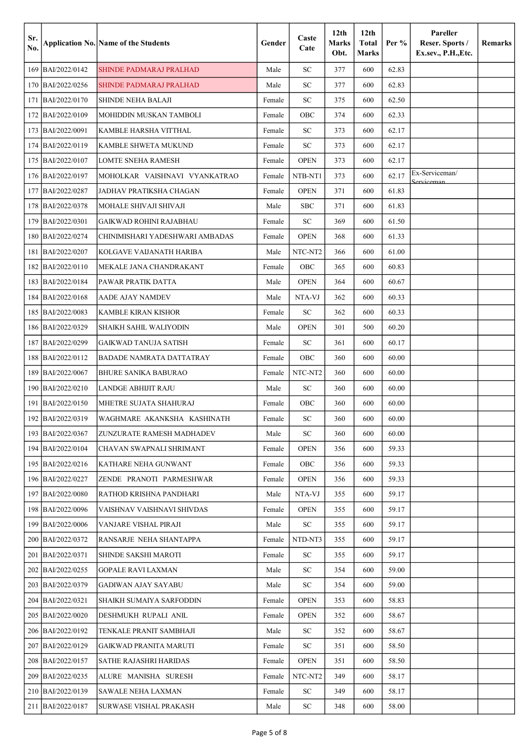| Sr. No. | Application No. | Name of the Students | Gender | Caste Cate | 12th Marks Obt. | 12th Total Marks | Per % | Pareller Reser. Sports / Ex.sev., P.H.,Etc. | Remarks |
|---|---|---|---|---|---|---|---|---|---|
| 169 | BAI/2022/0142 | SHINDE PADMARAJ PRALHAD | Male | SC | 377 | 600 | 62.83 | | |
| 170 | BAI/2022/0256 | SHINDE PADMARAJ PRALHAD | Male | SC | 377 | 600 | 62.83 | | |
| 171 | BAI/2022/0170 | SHINDE NEHA BALAJI | Female | SC | 375 | 600 | 62.50 | | |
| 172 | BAI/2022/0109 | MOHIDDIN MUSKAN TAMBOLI | Female | OBC | 374 | 600 | 62.33 | | |
| 173 | BAI/2022/0091 | KAMBLE HARSHA VITTHAL | Female | SC | 373 | 600 | 62.17 | | |
| 174 | BAI/2022/0119 | KAMBLE SHWETA MUKUND | Female | SC | 373 | 600 | 62.17 | | |
| 175 | BAI/2022/0107 | LOMTE SNEHA RAMESH | Female | OPEN | 373 | 600 | 62.17 | | |
| 176 | BAI/2022/0197 | MOHOLKAR VAISHNAVI VYANKATRAO | Female | NTB-NT1 | 373 | 600 | 62.17 | Ex-Serviceman/ Serviceman | |
| 177 | BAI/2022/0287 | JADHAV PRATIKSHA CHAGAN | Female | OPEN | 371 | 600 | 61.83 | | |
| 178 | BAI/2022/0378 | MOHALE SHIVAJI SHIVAJI | Male | SBC | 371 | 600 | 61.83 | | |
| 179 | BAI/2022/0301 | GAIKWAD ROHINI RAJABHAU | Female | SC | 369 | 600 | 61.50 | | |
| 180 | BAI/2022/0274 | CHINIMISHARI YADESHWARI AMBADAS | Female | OPEN | 368 | 600 | 61.33 | | |
| 181 | BAI/2022/0207 | KOLGAVE VAIJANATH HARIBA | Male | NTC-NT2 | 366 | 600 | 61.00 | | |
| 182 | BAI/2022/0110 | MEKALE JANA CHANDRAKANT | Female | OBC | 365 | 600 | 60.83 | | |
| 183 | BAI/2022/0184 | PAWAR PRATIK DATTA | Male | OPEN | 364 | 600 | 60.67 | | |
| 184 | BAI/2022/0168 | AADE AJAY NAMDEV | Male | NTA-VJ | 362 | 600 | 60.33 | | |
| 185 | BAI/2022/0083 | KAMBLE KIRAN KISHOR | Female | SC | 362 | 600 | 60.33 | | |
| 186 | BAI/2022/0329 | SHAIKH SAHIL WALIYODIN | Male | OPEN | 301 | 500 | 60.20 | | |
| 187 | BAI/2022/0299 | GAIKWAD TANUJA SATISH | Female | SC | 361 | 600 | 60.17 | | |
| 188 | BAI/2022/0112 | BADADE NAMRATA DATTATRAY | Female | OBC | 360 | 600 | 60.00 | | |
| 189 | BAI/2022/0067 | BHURE SANIKA BABURAO | Female | NTC-NT2 | 360 | 600 | 60.00 | | |
| 190 | BAI/2022/0210 | LANDGE ABHIJIT RAJU | Male | SC | 360 | 600 | 60.00 | | |
| 191 | BAI/2022/0150 | MHETRE SUJATA SHAHURAJ | Female | OBC | 360 | 600 | 60.00 | | |
| 192 | BAI/2022/0319 | WAGHMARE AKANKSHA KASHINATH | Female | SC | 360 | 600 | 60.00 | | |
| 193 | BAI/2022/0367 | ZUNZURATE RAMESH MADHADEV | Male | SC | 360 | 600 | 60.00 | | |
| 194 | BAI/2022/0104 | CHAVAN SWAPNALI SHRIMANT | Female | OPEN | 356 | 600 | 59.33 | | |
| 195 | BAI/2022/0216 | KATHARE NEHA GUNWANT | Female | OBC | 356 | 600 | 59.33 | | |
| 196 | BAI/2022/0227 | ZENDE PRANOTI PARMESHWAR | Female | OPEN | 356 | 600 | 59.33 | | |
| 197 | BAI/2022/0080 | RATHOD KRISHNA PANDHARI | Male | NTA-VJ | 355 | 600 | 59.17 | | |
| 198 | BAI/2022/0096 | VAISHNAV VAISHNAVI SHIVDAS | Female | OPEN | 355 | 600 | 59.17 | | |
| 199 | BAI/2022/0006 | VANJARE VISHAL PIRAJI | Male | SC | 355 | 600 | 59.17 | | |
| 200 | BAI/2022/0372 | RANSARJE NEHA SHANTAPPA | Female | NTD-NT3 | 355 | 600 | 59.17 | | |
| 201 | BAI/2022/0371 | SHINDE SAKSHI MAROTI | Female | SC | 355 | 600 | 59.17 | | |
| 202 | BAI/2022/0255 | GOPALE RAVI LAXMAN | Male | SC | 354 | 600 | 59.00 | | |
| 203 | BAI/2022/0379 | GADIWAN AJAY SAYABU | Male | SC | 354 | 600 | 59.00 | | |
| 204 | BAI/2022/0321 | SHAIKH SUMAIYA SARFODDIN | Female | OPEN | 353 | 600 | 58.83 | | |
| 205 | BAI/2022/0020 | DESHMUKH RUPALI ANIL | Female | OPEN | 352 | 600 | 58.67 | | |
| 206 | BAI/2022/0192 | TENKALE PRANIT SAMBHAJI | Male | SC | 352 | 600 | 58.67 | | |
| 207 | BAI/2022/0129 | GAIKWAD PRANITA MARUTI | Female | SC | 351 | 600 | 58.50 | | |
| 208 | BAI/2022/0157 | SATHE RAJASHRI HARIDAS | Female | OPEN | 351 | 600 | 58.50 | | |
| 209 | BAI/2022/0235 | ALURE MANISHA SURESH | Female | NTC-NT2 | 349 | 600 | 58.17 | | |
| 210 | BAI/2022/0139 | SAWALE NEHA LAXMAN | Female | SC | 349 | 600 | 58.17 | | |
| 211 | BAI/2022/0187 | SURWASE VISHAL PRAKASH | Male | SC | 348 | 600 | 58.00 | | |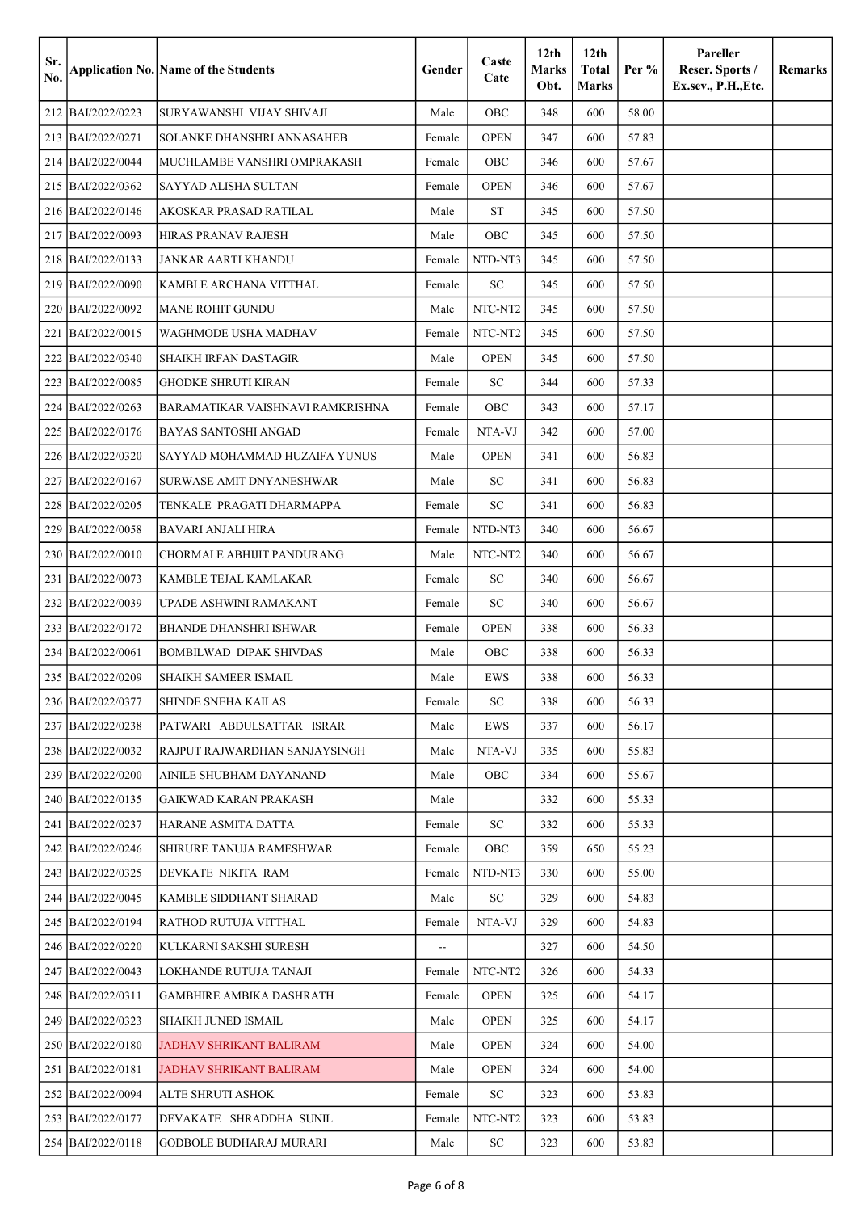| Sr. No. | Application No. | Name of the Students | Gender | Caste Cate | 12th Marks Obt. | 12th Total Marks | Per % | Pareller Reser. Sports / Ex.sev., P.H.,Etc. | Remarks |
|---|---|---|---|---|---|---|---|---|---|
| 212 | BAI/2022/0223 | SURYAWANSHI VIJAY SHIVAJI | Male | OBC | 348 | 600 | 58.00 | | |
| 213 | BAI/2022/0271 | SOLANKE DHANSHRI ANNASAHEB | Female | OPEN | 347 | 600 | 57.83 | | |
| 214 | BAI/2022/0044 | MUCHLAMBE VANSHRI OMPRAKASH | Female | OBC | 346 | 600 | 57.67 | | |
| 215 | BAI/2022/0362 | SAYYAD ALISHA SULTAN | Female | OPEN | 346 | 600 | 57.67 | | |
| 216 | BAI/2022/0146 | AKOSKAR PRASAD RATILAL | Male | ST | 345 | 600 | 57.50 | | |
| 217 | BAI/2022/0093 | HIRAS PRANAV RAJESH | Male | OBC | 345 | 600 | 57.50 | | |
| 218 | BAI/2022/0133 | JANKAR AARTI KHANDU | Female | NTD-NT3 | 345 | 600 | 57.50 | | |
| 219 | BAI/2022/0090 | KAMBLE ARCHANA VITTHAL | Female | SC | 345 | 600 | 57.50 | | |
| 220 | BAI/2022/0092 | MANE ROHIT GUNDU | Male | NTC-NT2 | 345 | 600 | 57.50 | | |
| 221 | BAI/2022/0015 | WAGHMODE USHA MADHAV | Female | NTC-NT2 | 345 | 600 | 57.50 | | |
| 222 | BAI/2022/0340 | SHAIKH IRFAN DASTAGIR | Male | OPEN | 345 | 600 | 57.50 | | |
| 223 | BAI/2022/0085 | GHODKE SHRUTI KIRAN | Female | SC | 344 | 600 | 57.33 | | |
| 224 | BAI/2022/0263 | BARAMATIKAR VAISHNAVI RAMKRISHNA | Female | OBC | 343 | 600 | 57.17 | | |
| 225 | BAI/2022/0176 | BAYAS SANTOSHI ANGAD | Female | NTA-VJ | 342 | 600 | 57.00 | | |
| 226 | BAI/2022/0320 | SAYYAD MOHAMMAD HUZAIFA YUNUS | Male | OPEN | 341 | 600 | 56.83 | | |
| 227 | BAI/2022/0167 | SURWASE AMIT DNYANESHWAR | Male | SC | 341 | 600 | 56.83 | | |
| 228 | BAI/2022/0205 | TENKALE PRAGATI DHARMAPPA | Female | SC | 341 | 600 | 56.83 | | |
| 229 | BAI/2022/0058 | BAVARI ANJALI HIRA | Female | NTD-NT3 | 340 | 600 | 56.67 | | |
| 230 | BAI/2022/0010 | CHORMALE ABHIJIT PANDURANG | Male | NTC-NT2 | 340 | 600 | 56.67 | | |
| 231 | BAI/2022/0073 | KAMBLE TEJAL KAMLAKAR | Female | SC | 340 | 600 | 56.67 | | |
| 232 | BAI/2022/0039 | UPADE ASHWINI RAMAKANT | Female | SC | 340 | 600 | 56.67 | | |
| 233 | BAI/2022/0172 | BHANDE DHANSHRI ISHWAR | Female | OPEN | 338 | 600 | 56.33 | | |
| 234 | BAI/2022/0061 | BOMBILWAD DIPAK SHIVDAS | Male | OBC | 338 | 600 | 56.33 | | |
| 235 | BAI/2022/0209 | SHAIKH SAMEER ISMAIL | Male | EWS | 338 | 600 | 56.33 | | |
| 236 | BAI/2022/0377 | SHINDE SNEHA KAILAS | Female | SC | 338 | 600 | 56.33 | | |
| 237 | BAI/2022/0238 | PATWARI ABDULSATTAR ISRAR | Male | EWS | 337 | 600 | 56.17 | | |
| 238 | BAI/2022/0032 | RAJPUT RAJWARDHAN SANJAYSINGH | Male | NTA-VJ | 335 | 600 | 55.83 | | |
| 239 | BAI/2022/0200 | AINILE SHUBHAM DAYANAND | Male | OBC | 334 | 600 | 55.67 | | |
| 240 | BAI/2022/0135 | GAIKWAD KARAN PRAKASH | Male | | 332 | 600 | 55.33 | | |
| 241 | BAI/2022/0237 | HARANE ASMITA DATTA | Female | SC | 332 | 600 | 55.33 | | |
| 242 | BAI/2022/0246 | SHIRURE TANUJA RAMESHWAR | Female | OBC | 359 | 650 | 55.23 | | |
| 243 | BAI/2022/0325 | DEVKATE NIKITA RAM | Female | NTD-NT3 | 330 | 600 | 55.00 | | |
| 244 | BAI/2022/0045 | KAMBLE SIDDHANT SHARAD | Male | SC | 329 | 600 | 54.83 | | |
| 245 | BAI/2022/0194 | RATHOD RUTUJA VITTHAL | Female | NTA-VJ | 329 | 600 | 54.83 | | |
| 246 | BAI/2022/0220 | KULKARNI SAKSHI SURESH | -- | | 327 | 600 | 54.50 | | |
| 247 | BAI/2022/0043 | LOKHANDE RUTUJA TANAJI | Female | NTC-NT2 | 326 | 600 | 54.33 | | |
| 248 | BAI/2022/0311 | GAMBHIRE AMBIKA DASHRATH | Female | OPEN | 325 | 600 | 54.17 | | |
| 249 | BAI/2022/0323 | SHAIKH JUNED ISMAIL | Male | OPEN | 325 | 600 | 54.17 | | |
| 250 | BAI/2022/0180 | JADHAV SHRIKANT BALIRAM | Male | OPEN | 324 | 600 | 54.00 | | |
| 251 | BAI/2022/0181 | JADHAV SHRIKANT BALIRAM | Male | OPEN | 324 | 600 | 54.00 | | |
| 252 | BAI/2022/0094 | ALTE SHRUTI ASHOK | Female | SC | 323 | 600 | 53.83 | | |
| 253 | BAI/2022/0177 | DEVAKATE SHRADDHA SUNIL | Female | NTC-NT2 | 323 | 600 | 53.83 | | |
| 254 | BAI/2022/0118 | GODBOLE BUDHARAJ MURARI | Male | SC | 323 | 600 | 53.83 | | |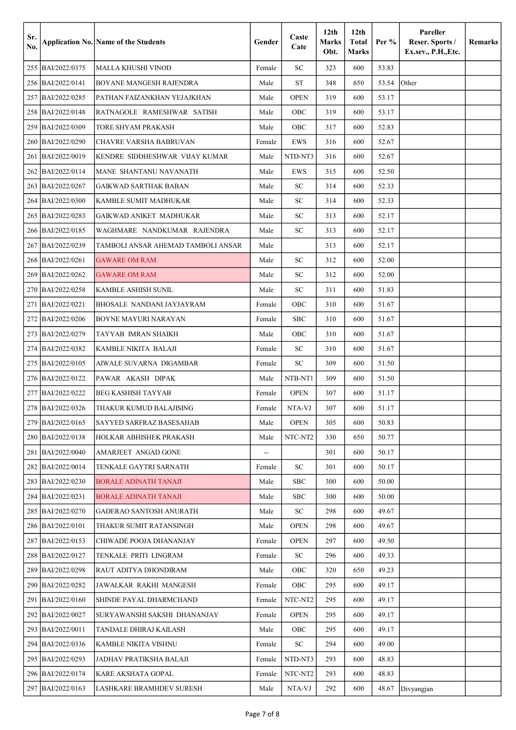| Sr. No. | Application No. | Name of the Students | Gender | Caste Cate | 12th Marks Obt. | 12th Total Marks | Per % | Pareller Reser. Sports / Ex.sev., P.H.,Etc. | Remarks |
|---|---|---|---|---|---|---|---|---|---|
| 255 | BAI/2022/0375 | MALLA KHUSHI VINOD | Female | SC | 323 | 600 | 53.83 | | |
| 256 | BAI/2022/0141 | BOYANE MANGESH RAJENDRA | Male | ST | 348 | 650 | 53.54 | Other | |
| 257 | BAI/2022/0285 | PATHAN FAIZANKHAN YEJAJKHAN | Male | OPEN | 319 | 600 | 53.17 | | |
| 258 | BAI/2022/0148 | RATNAGOLE RAMESHWAR SATISH | Male | OBC | 319 | 600 | 53.17 | | |
| 259 | BAI/2022/0309 | TORE SHYAM PRAKASH | Male | OBC | 317 | 600 | 52.83 | | |
| 260 | BAI/2022/0290 | CHAVRE VARSHA BABRUVAN | Female | EWS | 316 | 600 | 52.67 | | |
| 261 | BAI/2022/0019 | KENDRE SIDDHESHWAR VIJAY KUMAR | Male | NTD-NT3 | 316 | 600 | 52.67 | | |
| 262 | BAI/2022/0114 | MANE SHANTANU NAVANATH | Male | EWS | 315 | 600 | 52.50 | | |
| 263 | BAI/2022/0267 | GAIKWAD SARTHAK BABAN | Male | SC | 314 | 600 | 52.33 | | |
| 264 | BAI/2022/0300 | KAMBLE SUMIT MADHUKAR | Male | SC | 314 | 600 | 52.33 | | |
| 265 | BAI/2022/0283 | GAIKWAD ANIKET MADHUKAR | Male | SC | 313 | 600 | 52.17 | | |
| 266 | BAI/2022/0185 | WAGHMARE NANDKUMAR RAJENDRA | Male | SC | 313 | 600 | 52.17 | | |
| 267 | BAI/2022/0239 | TAMBOLI ANSAR AHEMAD TAMBOLI ANSAR | Male | | 313 | 600 | 52.17 | | |
| 268 | BAI/2022/0261 | GAWARE OM RAM | Male | SC | 312 | 600 | 52.00 | | |
| 269 | BAI/2022/0262 | GAWARE OM RAM | Male | SC | 312 | 600 | 52.00 | | |
| 270 | BAI/2022/0258 | KAMBLE ASHISH SUNIL | Male | SC | 311 | 600 | 51.83 | | |
| 271 | BAI/2022/0221 | BHOSALE NANDANI JAYJAYRAM | Female | OBC | 310 | 600 | 51.67 | | |
| 272 | BAI/2022/0206 | BOYNE MAYURI NARAYAN | Female | SBC | 310 | 600 | 51.67 | | |
| 273 | BAI/2022/0279 | TAYYAB IMRAN SHAIKH | Male | OBC | 310 | 600 | 51.67 | | |
| 274 | BAI/2022/0382 | KAMBLE NIKITA BALAJI | Female | SC | 310 | 600 | 51.67 | | |
| 275 | BAI/2022/0105 | AIWALE SUVARNA DIGAMBAR | Female | SC | 309 | 600 | 51.50 | | |
| 276 | BAI/2022/0122 | PAWAR AKASH DIPAK | Male | NTB-NT1 | 309 | 600 | 51.50 | | |
| 277 | BAI/2022/0222 | BEG KASHISH TAYYAB | Female | OPEN | 307 | 600 | 51.17 | | |
| 278 | BAI/2022/0326 | THAKUR KUMUD BALAJISING | Female | NTA-VJ | 307 | 600 | 51.17 | | |
| 279 | BAI/2022/0165 | SAYYED SARFRAZ BASESAHAB | Male | OPEN | 305 | 600 | 50.83 | | |
| 280 | BAI/2022/0138 | HOLKAR ABHISHEK PRAKASH | Male | NTC-NT2 | 330 | 650 | 50.77 | | |
| 281 | BAI/2022/0040 | AMARJEET ANGAD GONE | -- | | 301 | 600 | 50.17 | | |
| 282 | BAI/2022/0014 | TENKALE GAYTRI SARNATH | Female | SC | 301 | 600 | 50.17 | | |
| 283 | BAI/2022/0230 | BORALE ADINATH TANAJI | Male | SBC | 300 | 600 | 50.00 | | |
| 284 | BAI/2022/0231 | BORALE ADINATH TANAJI | Male | SBC | 300 | 600 | 50.00 | | |
| 285 | BAI/2022/0270 | GADERAO SANTOSH ANURATH | Male | SC | 298 | 600 | 49.67 | | |
| 286 | BAI/2022/0101 | THAKUR SUMIT RATANSINGH | Male | OPEN | 298 | 600 | 49.67 | | |
| 287 | BAI/2022/0153 | CHIWADE POOJA DHANANJAY | Female | OPEN | 297 | 600 | 49.50 | | |
| 288 | BAI/2022/0127 | TENKALE PRITI LINGRAM | Female | SC | 296 | 600 | 49.33 | | |
| 289 | BAI/2022/0298 | RAUT ADITYA DHONDIRAM | Male | OBC | 320 | 650 | 49.23 | | |
| 290 | BAI/2022/0282 | JAWALKAR RAKHI MANGESH | Female | OBC | 295 | 600 | 49.17 | | |
| 291 | BAI/2022/0160 | SHINDE PAYAL DHARMCHAND | Female | NTC-NT2 | 295 | 600 | 49.17 | | |
| 292 | BAI/2022/0027 | SURYAWANSHI SAKSHI DHANANJAY | Female | OPEN | 295 | 600 | 49.17 | | |
| 293 | BAI/2022/0011 | TANDALE DHIRAJ KAILASH | Male | OBC | 295 | 600 | 49.17 | | |
| 294 | BAI/2022/0336 | KAMBLE NIKITA VISHNU | Female | SC | 294 | 600 | 49.00 | | |
| 295 | BAI/2022/0293 | JADHAV PRATIKSHA BALAJI | Female | NTD-NT3 | 293 | 600 | 48.83 | | |
| 296 | BAI/2022/0174 | KARE AKSHATA GOPAL | Female | NTC-NT2 | 293 | 600 | 48.83 | | |
| 297 | BAI/2022/0163 | LASHKARE BRAMHDEV SURESH | Male | NTA-VJ | 292 | 600 | 48.67 | Divyangjan | |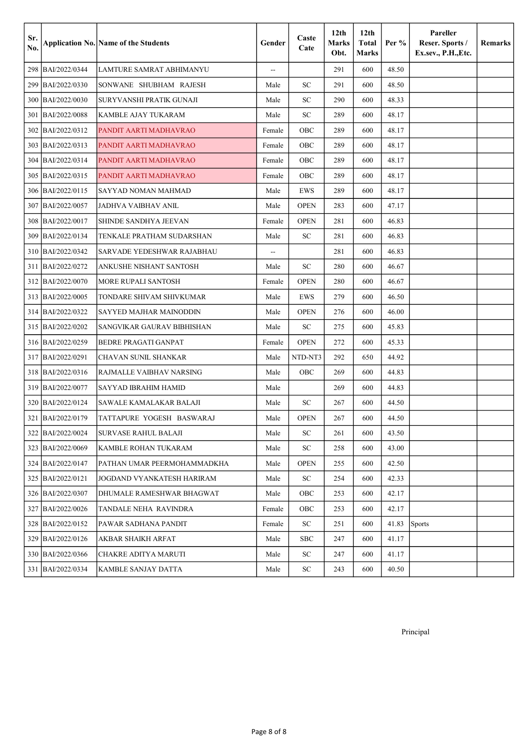| Sr. No. | Application No. | Name of the Students | Gender | Caste Cate | 12th Marks Obt. | 12th Total Marks | Per % | Pareller Reser. Sports / Ex.sev., P.H.,Etc. | Remarks |
|---|---|---|---|---|---|---|---|---|---|
| 298 | BAI/2022/0344 | LAMTURE SAMRAT ABHIMANYU | -- | | 291 | 600 | 48.50 | | |
| 299 | BAI/2022/0330 | SONWANE SHUBHAM RAJESH | Male | SC | 291 | 600 | 48.50 | | |
| 300 | BAI/2022/0030 | SURYVANSHI PRATIK GUNAJI | Male | SC | 290 | 600 | 48.33 | | |
| 301 | BAI/2022/0088 | KAMBLE AJAY TUKARAM | Male | SC | 289 | 600 | 48.17 | | |
| 302 | BAI/2022/0312 | PANDIT AARTI MADHAVRAO | Female | OBC | 289 | 600 | 48.17 | | |
| 303 | BAI/2022/0313 | PANDIT AARTI MADHAVRAO | Female | OBC | 289 | 600 | 48.17 | | |
| 304 | BAI/2022/0314 | PANDIT AARTI MADHAVRAO | Female | OBC | 289 | 600 | 48.17 | | |
| 305 | BAI/2022/0315 | PANDIT AARTI MADHAVRAO | Female | OBC | 289 | 600 | 48.17 | | |
| 306 | BAI/2022/0115 | SAYYAD NOMAN MAHMAD | Male | EWS | 289 | 600 | 48.17 | | |
| 307 | BAI/2022/0057 | JADHVA VAIBHAV ANIL | Male | OPEN | 283 | 600 | 47.17 | | |
| 308 | BAI/2022/0017 | SHINDE SANDHYA JEEVAN | Female | OPEN | 281 | 600 | 46.83 | | |
| 309 | BAI/2022/0134 | TENKALE PRATHAM SUDARSHAN | Male | SC | 281 | 600 | 46.83 | | |
| 310 | BAI/2022/0342 | SARVADE YEDESHWAR RAJABHAU | -- | | 281 | 600 | 46.83 | | |
| 311 | BAI/2022/0272 | ANKUSHE NISHANT SANTOSH | Male | SC | 280 | 600 | 46.67 | | |
| 312 | BAI/2022/0070 | MORE RUPALI SANTOSH | Female | OPEN | 280 | 600 | 46.67 | | |
| 313 | BAI/2022/0005 | TONDARE SHIVAM SHIVKUMAR | Male | EWS | 279 | 600 | 46.50 | | |
| 314 | BAI/2022/0322 | SAYYED MAJHAR MAINODDIN | Male | OPEN | 276 | 600 | 46.00 | | |
| 315 | BAI/2022/0202 | SANGVIKAR GAURAV BIBHISHAN | Male | SC | 275 | 600 | 45.83 | | |
| 316 | BAI/2022/0259 | BEDRE PRAGATI GANPAT | Female | OPEN | 272 | 600 | 45.33 | | |
| 317 | BAI/2022/0291 | CHAVAN SUNIL SHANKAR | Male | NTD-NT3 | 292 | 650 | 44.92 | | |
| 318 | BAI/2022/0316 | RAJMALLE VAIBHAV NARSING | Male | OBC | 269 | 600 | 44.83 | | |
| 319 | BAI/2022/0077 | SAYYAD IBRAHIM HAMID | Male | | 269 | 600 | 44.83 | | |
| 320 | BAI/2022/0124 | SAWALE KAMALAKAR BALAJI | Male | SC | 267 | 600 | 44.50 | | |
| 321 | BAI/2022/0179 | TATTAPURE YOGESH BASWARAJ | Male | OPEN | 267 | 600 | 44.50 | | |
| 322 | BAI/2022/0024 | SURVASE RAHUL BALAJI | Male | SC | 261 | 600 | 43.50 | | |
| 323 | BAI/2022/0069 | KAMBLE ROHAN TUKARAM | Male | SC | 258 | 600 | 43.00 | | |
| 324 | BAI/2022/0147 | PATHAN UMAR PEERMOHAMMADKHA | Male | OPEN | 255 | 600 | 42.50 | | |
| 325 | BAI/2022/0121 | JOGDAND VYANKATESH HARIRAM | Male | SC | 254 | 600 | 42.33 | | |
| 326 | BAI/2022/0307 | DHUMALE RAMESHWAR BHAGWAT | Male | OBC | 253 | 600 | 42.17 | | |
| 327 | BAI/2022/0026 | TANDALE NEHA RAVINDRA | Female | OBC | 253 | 600 | 42.17 | | |
| 328 | BAI/2022/0152 | PAWAR SADHANA PANDIT | Female | SC | 251 | 600 | 41.83 | Sports | |
| 329 | BAI/2022/0126 | AKBAR SHAIKH ARFAT | Male | SBC | 247 | 600 | 41.17 | | |
| 330 | BAI/2022/0366 | CHAKRE ADITYA MARUTI | Male | SC | 247 | 600 | 41.17 | | |
| 331 | BAI/2022/0334 | KAMBLE SANJAY DATTA | Male | SC | 243 | 600 | 40.50 | | |

Principal